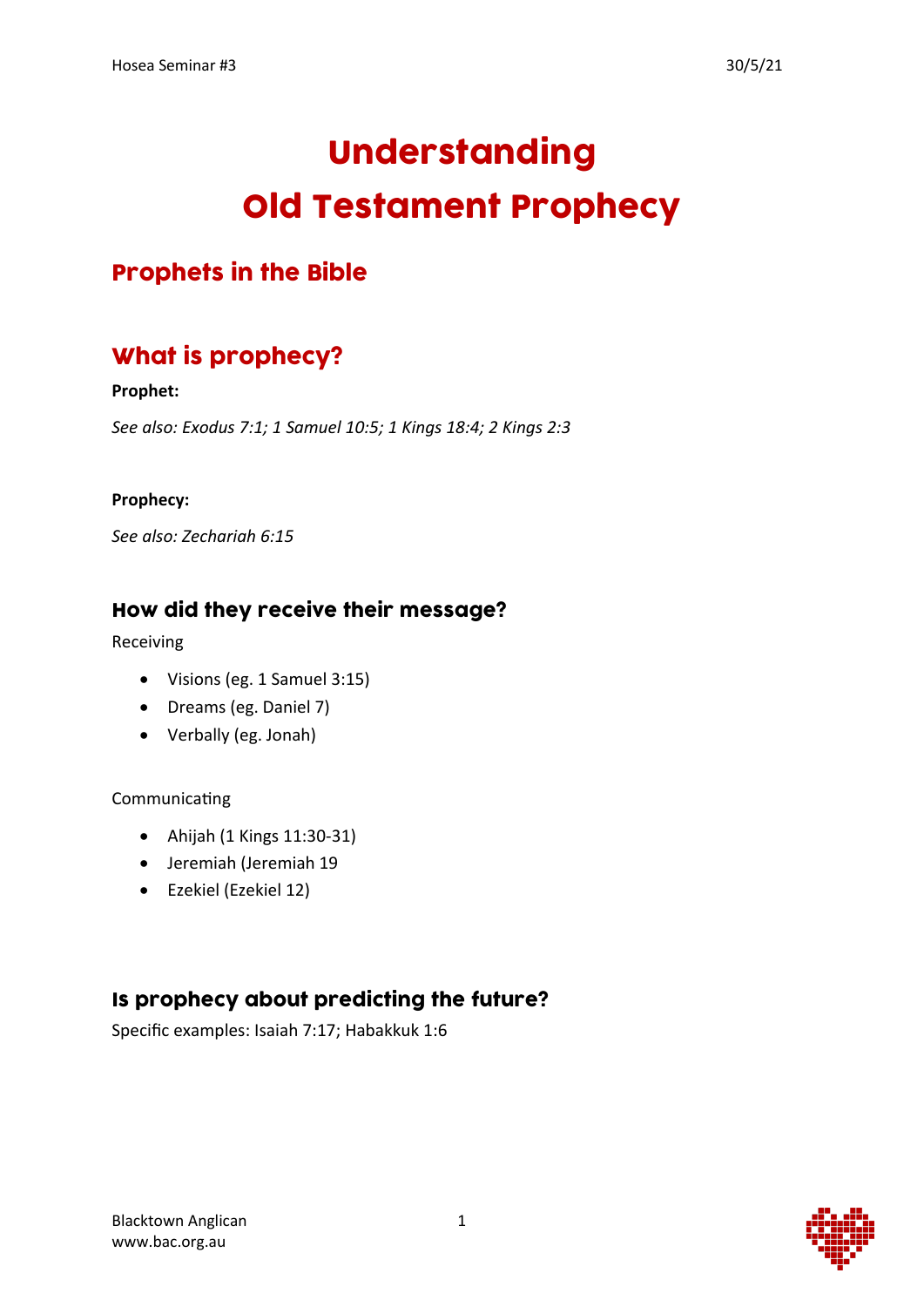# Understanding Old Testament Prophecy

## Prophets in the Bible

## What is prophecy?

**Prophet:**

*See also: Exodus 7:1; 1 Samuel 10:5; 1 Kings 18:4; 2 Kings 2:3*

**Prophecy:**

*See also: Zechariah 6:15*

### How did they receive their message?

Receiving

- Visions (eg. 1 Samuel 3:15)
- Dreams (eg. Daniel 7)
- Verbally (eg. Jonah)

Communicating

- Ahijah (1 Kings 11:30-31)
- Jeremiah (Jeremiah 19
- Ezekiel (Ezekiel 12)

### Is prophecy about predicting the future?

Specific examples: Isaiah 7:17; Habakkuk 1:6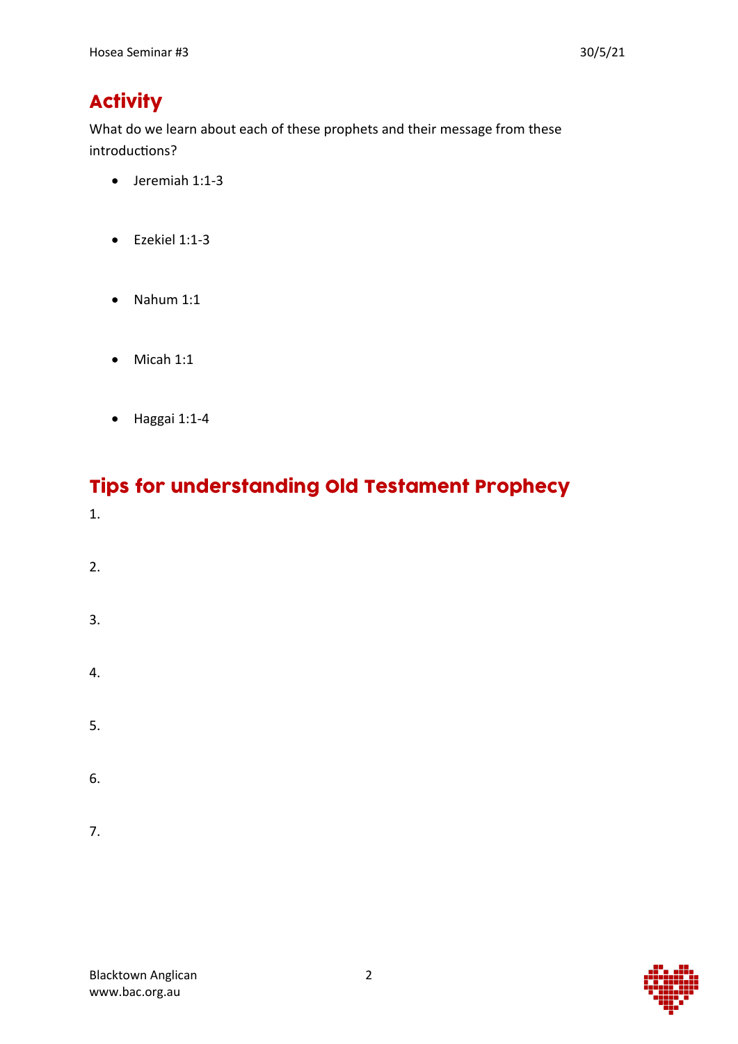## Activity

What do we learn about each of these prophets and their message from these introductions?

- Jeremiah 1:1-3
- Ezekiel 1:1-3
- Nahum 1:1
- Micah 1:1
- Haggai 1:1-4

## Tips for understanding Old Testament Prophecy

1.

2.

3.

4.

5.

6.

7.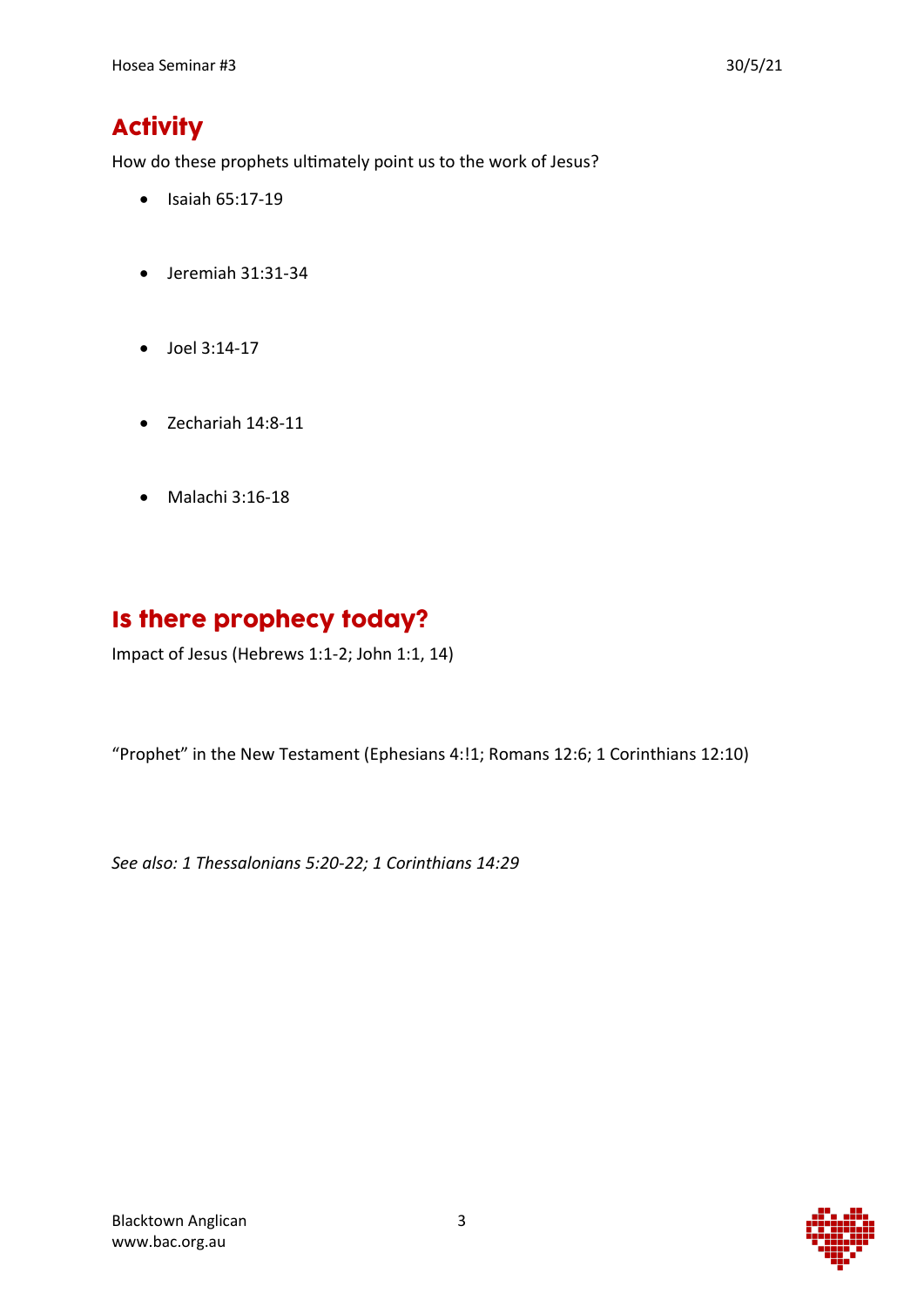## Activity

How do these prophets ultimately point us to the work of Jesus?

- Isaiah 65:17-19
- Jeremiah 31:31-34
- Joel 3:14-17
- Zechariah 14:8-11
- Malachi 3:16-18

## Is there prophecy today?

Impact of Jesus (Hebrews 1:1-2; John 1:1, 14)

“Prophet” in the New Testament (Ephesians 4:!1; Romans 12:6; 1 Corinthians 12:10)

*See also: 1 Thessalonians 5:20-22; 1 Corinthians 14:29*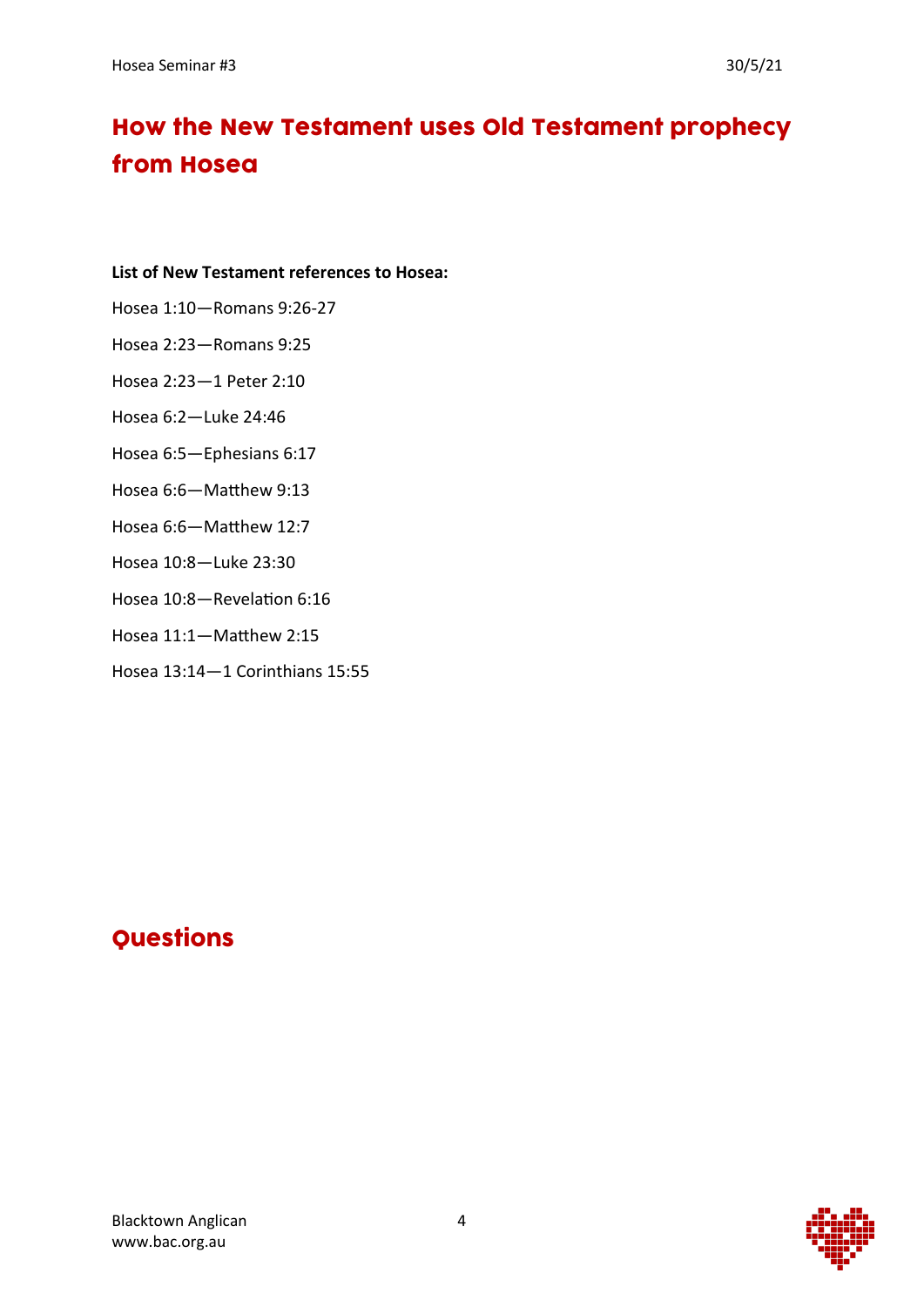## How the New Testament uses Old Testament prophecy from Hosea

**List of New Testament references to Hosea:**

Hosea 1:10—Romans 9:26-27

Hosea 2:23—Romans 9:25

Hosea 2:23—1 Peter 2:10

Hosea 6:2—Luke 24:46

Hosea 6:5—Ephesians 6:17

Hosea 6:6—Matthew 9:13

Hosea 6:6—Matthew 12:7

Hosea 10:8—Luke 23:30

Hosea 10:8—Revelation 6:16

Hosea 11:1—Matthew 2:15

Hosea 13:14—1 Corinthians 15:55

## Questions